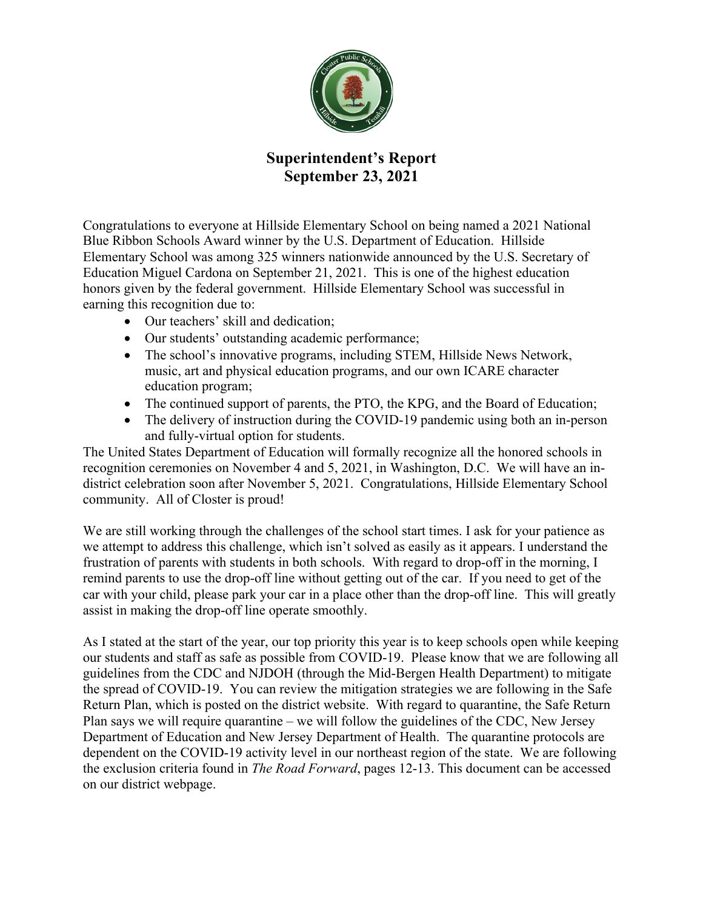# Superintendent's Report
## September 23, 2021

Congratulations to everyone at Hillside Elementary School on being named a 2021 National Blue Ribbon Schools Award winner by the U.S. Department of Education. Hillside Elementary School was among 325 winners nationwide announced by the U.S. Secretary of Education Miguel Cardona on September 21, 2021. This is one of the highest education honors given by the federal government. Hillside Elementary School was successful in earning this recognition due to:

- Our teachers' skill and dedication;
- Our students' outstanding academic performance;
- The school's innovative programs, including STEM, Hillside News Network, music, art and physical education programs, and our own ICARE character education program;
- The continued support of parents, the PTO, the KPG, and the Board of Education;
- The delivery of instruction during the COVID-19 pandemic using both an in-person and fully-virtual option for students.

The United States Department of Education will formally recognize all the honored schools in recognition ceremonies on November 4 and 5, 2021, in Washington, D.C. We will have an in-district celebration soon after November 5, 2021. Congratulations, Hillside Elementary School community. All of Closter is proud!

We are still working through the challenges of the school start times. I ask for your patience as we attempt to address this challenge, which isn't solved as easily as it appears. I understand the frustration of parents with students in both schools. With regard to drop-off in the morning, I remind parents to use the drop-off line without getting out of the car. If you need to get of the car with your child, please park your car in a place other than the drop-off line. This will greatly assist in making the drop-off line operate smoothly.

As I stated at the start of the year, our top priority this year is to keep schools open while keeping our students and staff as safe as possible from COVID-19. Please know that we are following all guidelines from the CDC and NJDOH (through the Mid-Bergen Health Department) to mitigate the spread of COVID-19. You can review the mitigation strategies we are following in the Safe Return Plan, which is posted on the district website. With regard to quarantine, the Safe Return Plan says we will require quarantine – we will follow the guidelines of the CDC, New Jersey Department of Education and New Jersey Department of Health. The quarantine protocols are dependent on the COVID-19 activity level in our northeast region of the state. We are following the exclusion criteria found in *The Road Forward*, pages 12-13. This document can be accessed on our district webpage.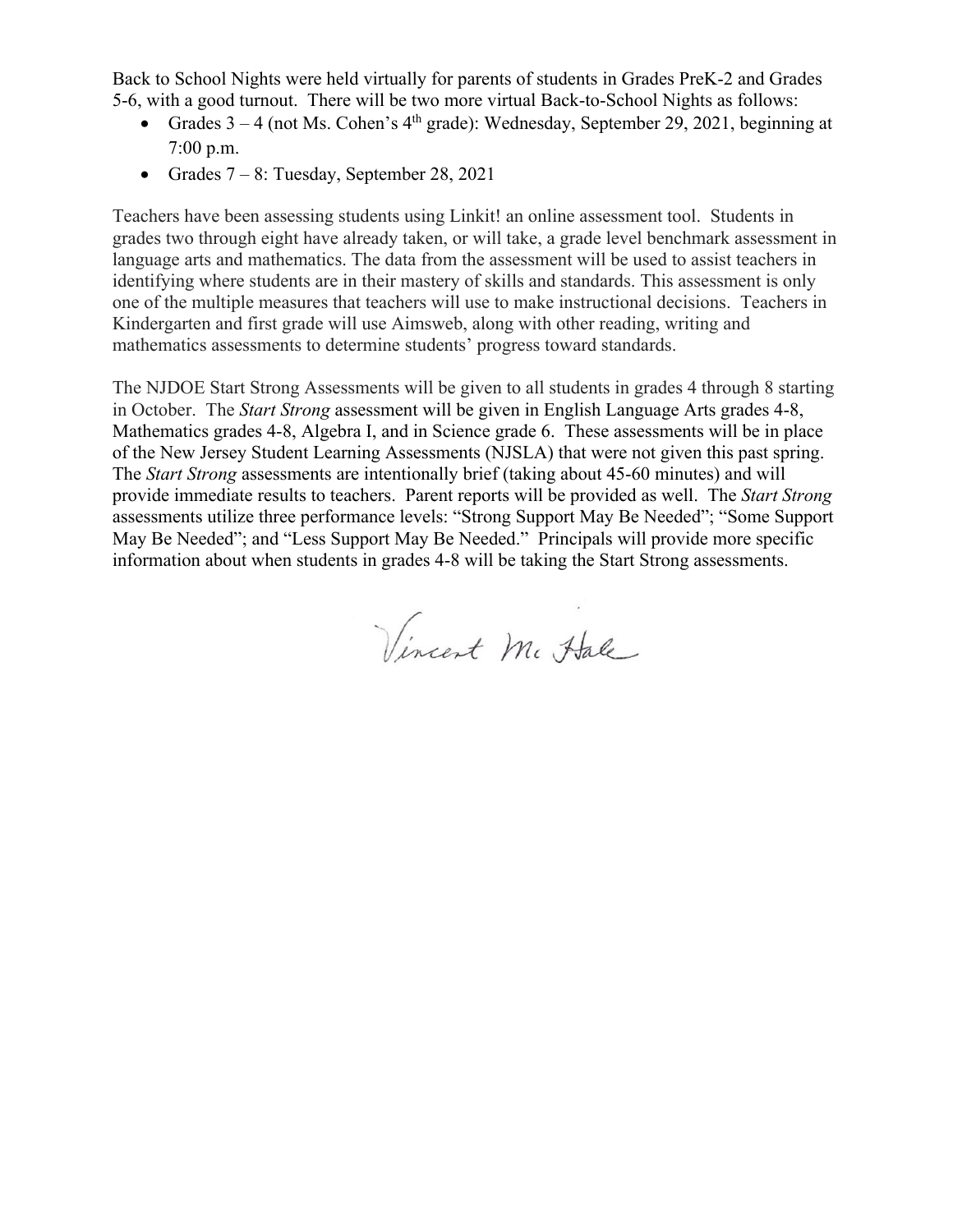Back to School Nights were held virtually for parents of students in Grades PreK-2 and Grades 5-6, with a good turnout. There will be two more virtual Back-to-School Nights as follows:

- Grades 3 – 4 (not Ms. Cohen's 4th grade): Wednesday, September 29, 2021, beginning at 7:00 p.m.
- Grades 7 – 8: Tuesday, September 28, 2021

Teachers have been assessing students using Linkit! an online assessment tool. Students in grades two through eight have already taken, or will take, a grade level benchmark assessment in language arts and mathematics. The data from the assessment will be used to assist teachers in identifying where students are in their mastery of skills and standards. This assessment is only one of the multiple measures that teachers will use to make instructional decisions. Teachers in Kindergarten and first grade will use Aimsweb, along with other reading, writing and mathematics assessments to determine students' progress toward standards.

The NJDOE Start Strong Assessments will be given to all students in grades 4 through 8 starting in October. The *Start Strong* assessment will be given in English Language Arts grades 4-8, Mathematics grades 4-8, Algebra I, and in Science grade 6. These assessments will be in place of the New Jersey Student Learning Assessments (NJSLA) that were not given this past spring. The *Start Strong* assessments are intentionally brief (taking about 45-60 minutes) and will provide immediate results to teachers. Parent reports will be provided as well. The *Start Strong* assessments utilize three performance levels: "Strong Support May Be Needed"; "Some Support May Be Needed"; and "Less Support May Be Needed." Principals will provide more specific information about when students in grades 4-8 will be taking the Start Strong assessments.

Vincent McHale